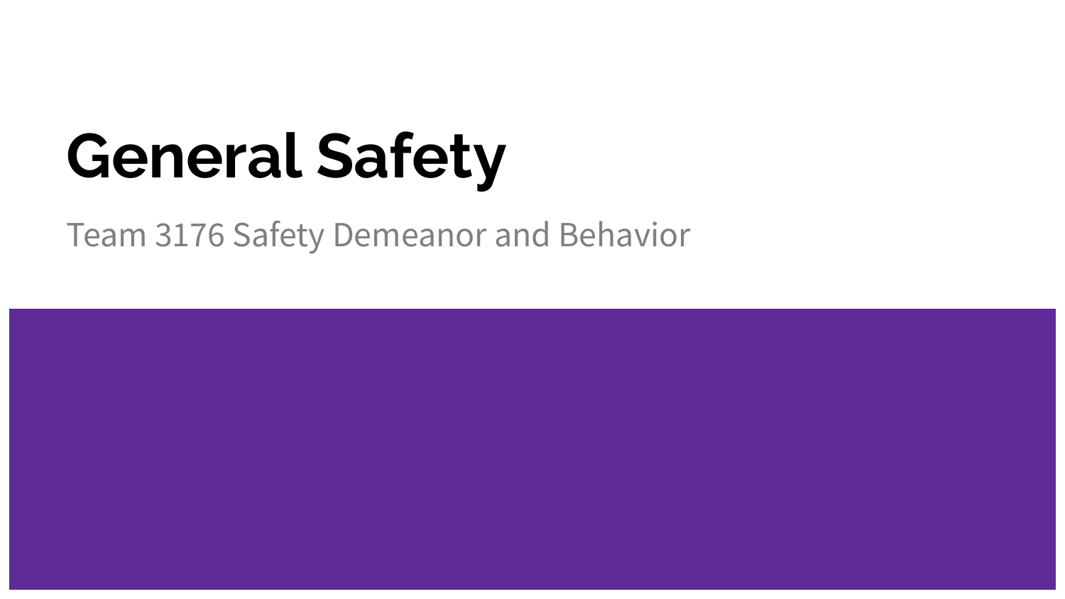# General Safety

Team 3176 Safety Demeanor and Behavior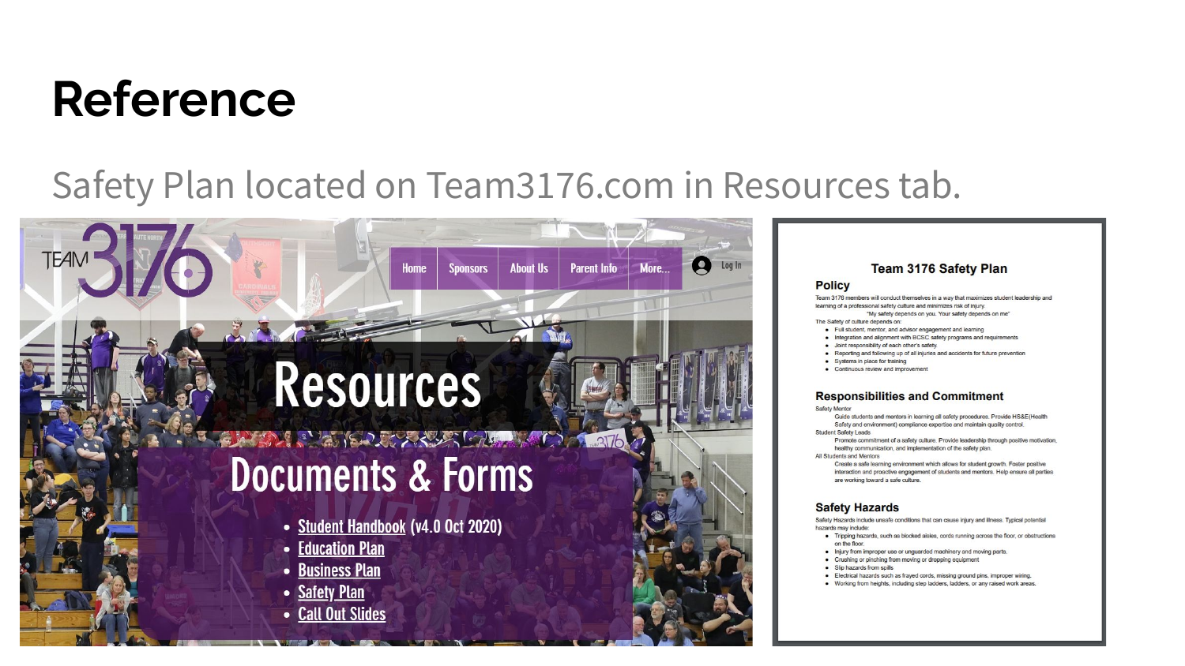# Reference

Safety Plan located on Team3176.com in Resources tab.

TEAM 3176

Home | Sponsors | About Us | Parent Info | More... | Log In

## Resources

### Documents & Forms

- Student Handbook (v4.0 Oct 2020)
- Education Plan
- Business Plan
- Safety Plan
- Call Out Slides

## Team 3176 Safety Plan

### Policy

Team 3176 members will conduct themselves in a way that maximizes student leadership and learning of a professional safety culture and minimizes risk of injury.

"My safety depends on you. Your safety depends on me"

The Safety of culture depends on:

- Full student, mentor, and advisor engagement and learning
- Integration and alignment with BCSC safety programs and requirements
- Joint responsibility of each other's safety
- Reporting and following up of all injuries and accidents for future prevention
- Systems in place for training
- Continuous review and improvement

### Responsibilities and Commitment

Safety Mentor

Guide students and mentors in learning all safety procedures. Provide HS&E(Health Safety and environment) compliance expertise and maintain quality control.

Student Safety Leads

Promote commitment of a safety culture. Provide leadership through positive motivation, healthy communication, and implementation of the safety plan.

All Students and Mentors

Create a safe learning environment which allows for student growth. Foster positive interaction and proactive engagement of students and mentors. Help ensure all parties are working toward a safe culture.

### Safety Hazards

Safety Hazards include unsafe conditions that can cause injury and illness. Typical potential hazards may include:

- Tripping hazards, such as blocked aisles, cords running across the floor, or obstructions on the floor.
- Injury from improper use or unguarded machinery and moving parts.
- Crushing or pinching from moving or dropping equipment
- Slip hazards from spills
- Electrical hazards such as frayed cords, missing ground pins, improper wiring.
- Working from heights, including step ladders, ladders, or any raised work areas.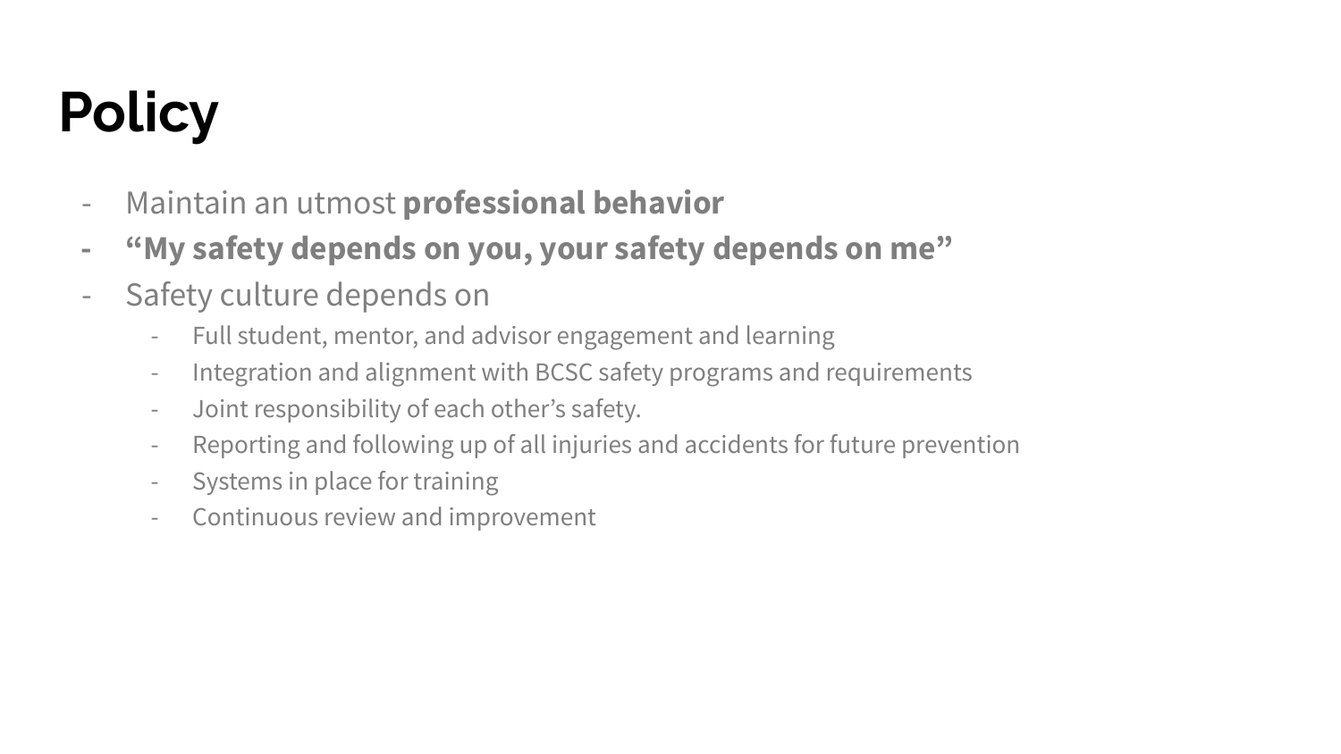# Policy

- Maintain an utmost **professional behavior**
- **"My safety depends on you, your safety depends on me"**
- Safety culture depends on
  - Full student, mentor, and advisor engagement and learning
  - Integration and alignment with BCSC safety programs and requirements
  - Joint responsibility of each other's safety.
  - Reporting and following up of all injuries and accidents for future prevention
  - Systems in place for training
  - Continuous review and improvement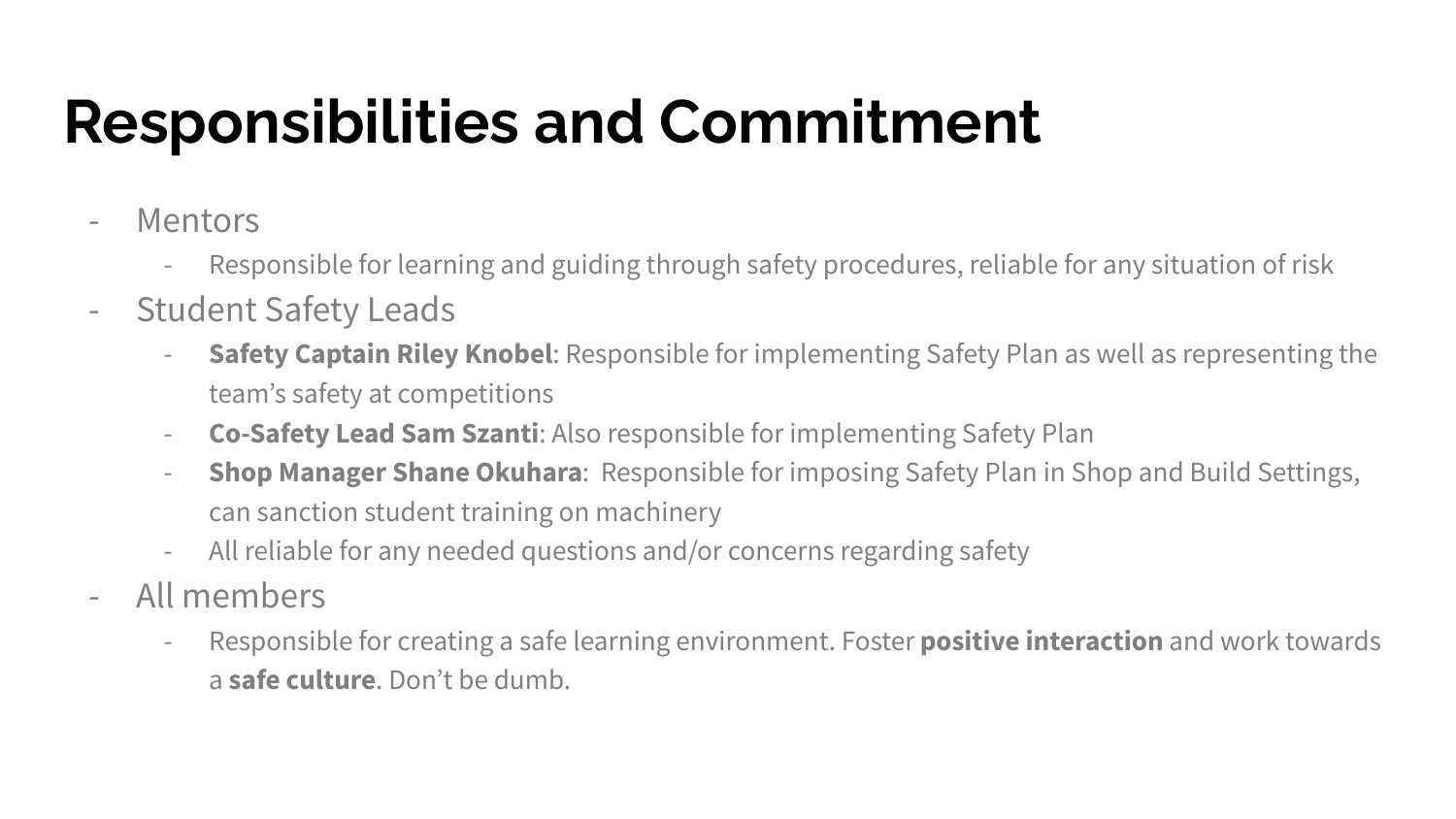# Responsibilities and Commitment

- Mentors
  - Responsible for learning and guiding through safety procedures, reliable for any situation of risk
- Student Safety Leads
  - **Safety Captain Riley Knobel**: Responsible for implementing Safety Plan as well as representing the team's safety at competitions
  - **Co-Safety Lead Sam Szanti**: Also responsible for implementing Safety Plan
  - **Shop Manager Shane Okuhara**: Responsible for imposing Safety Plan in Shop and Build Settings, can sanction student training on machinery
  - All reliable for any needed questions and/or concerns regarding safety
- All members
  - Responsible for creating a safe learning environment. Foster **positive interaction** and work towards a **safe culture**. Don't be dumb.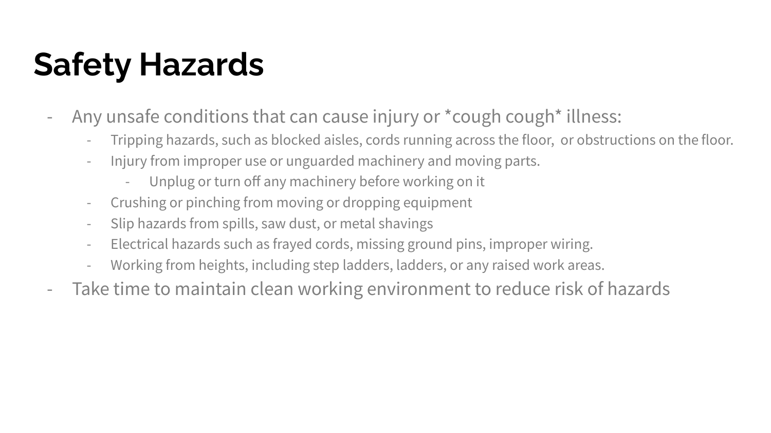# Safety Hazards

- Any unsafe conditions that can cause injury or *cough cough* illness:
  - Tripping hazards, such as blocked aisles, cords running across the floor,  or obstructions on the floor.
  - Injury from improper use or unguarded machinery and moving parts.
    - Unplug or turn off any machinery before working on it
  - Crushing or pinching from moving or dropping equipment
  - Slip hazards from spills, saw dust, or metal shavings
  - Electrical hazards such as frayed cords, missing ground pins, improper wiring.
  - Working from heights, including step ladders, ladders, or any raised work areas.
- Take time to maintain clean working environment to reduce risk of hazards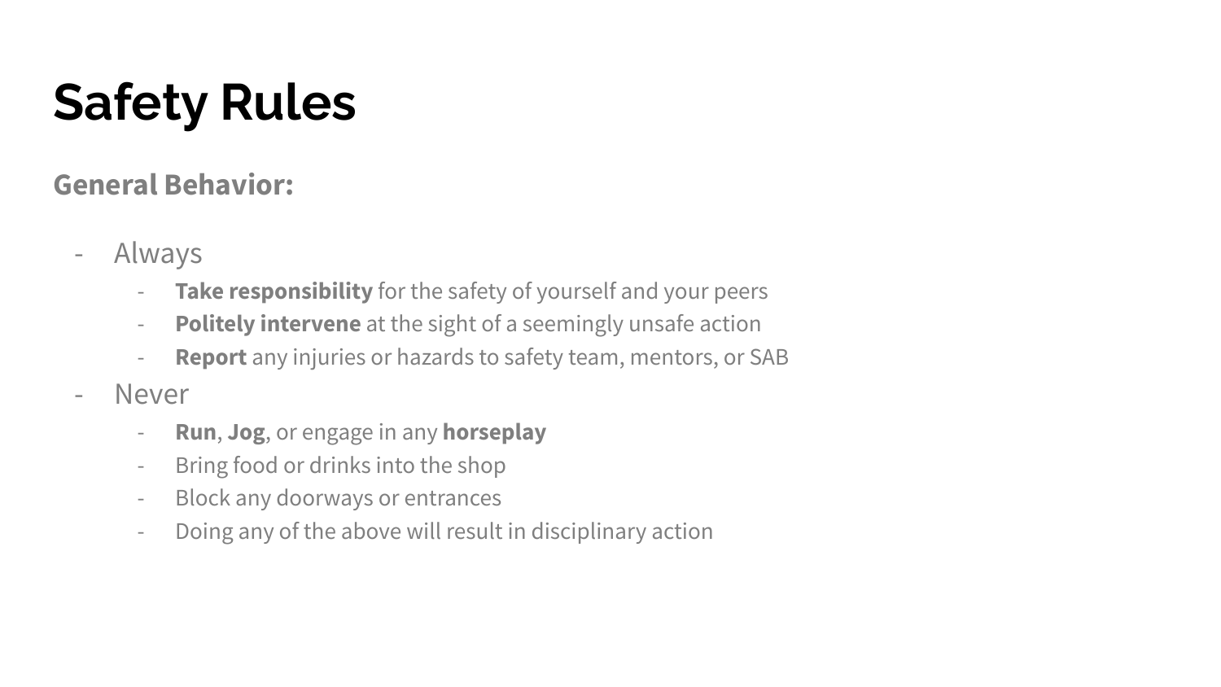# Safety Rules

**General Behavior:**

- Always
  - **Take responsibility** for the safety of yourself and your peers
  - **Politely intervene** at the sight of a seemingly unsafe action
  - **Report** any injuries or hazards to safety team, mentors, or SAB
- Never
  - **Run**, **Jog**, or engage in any **horseplay**
  - Bring food or drinks into the shop
  - Block any doorways or entrances
  - Doing any of the above will result in disciplinary action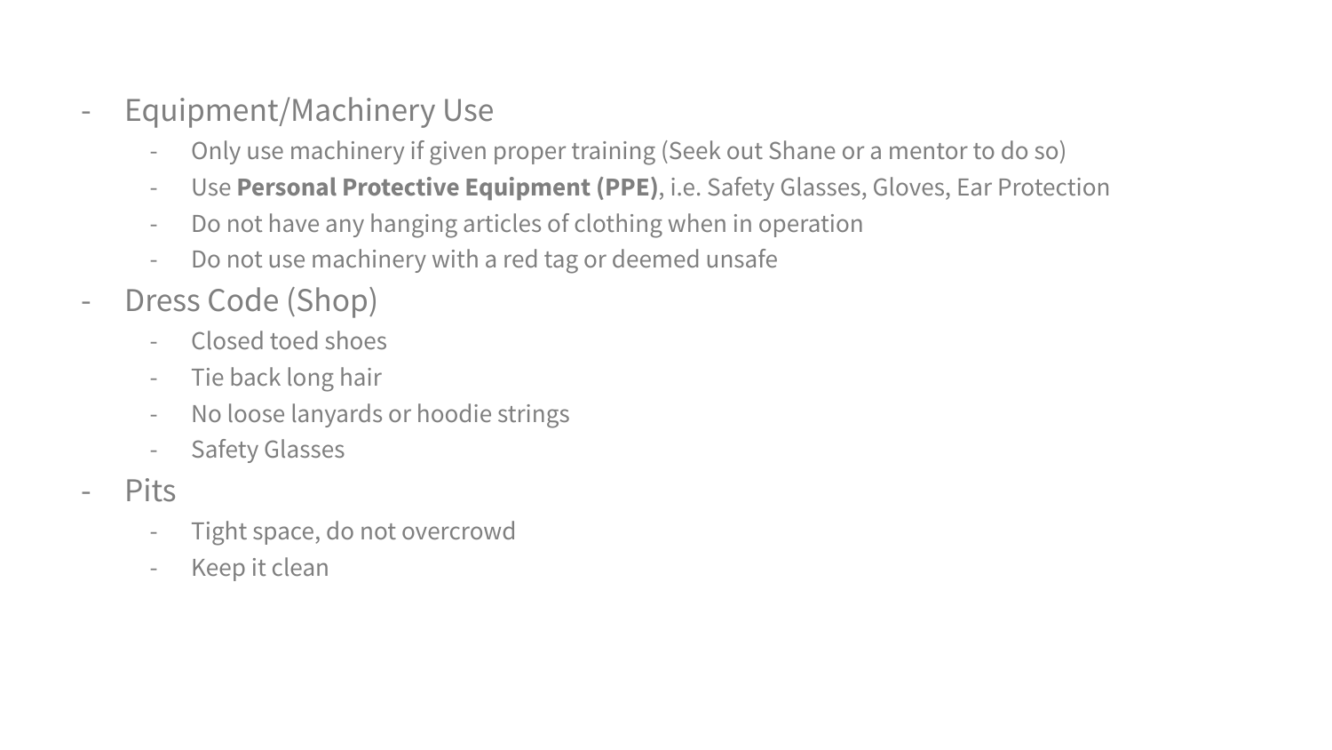- Equipment/Machinery Use
  - Only use machinery if given proper training (Seek out Shane or a mentor to do so)
  - Use **Personal Protective Equipment (PPE)**, i.e. Safety Glasses, Gloves, Ear Protection
  - Do not have any hanging articles of clothing when in operation
  - Do not use machinery with a red tag or deemed unsafe
- Dress Code (Shop)
  - Closed toed shoes
  - Tie back long hair
  - No loose lanyards or hoodie strings
  - Safety Glasses
- Pits
  - Tight space, do not overcrowd
  - Keep it clean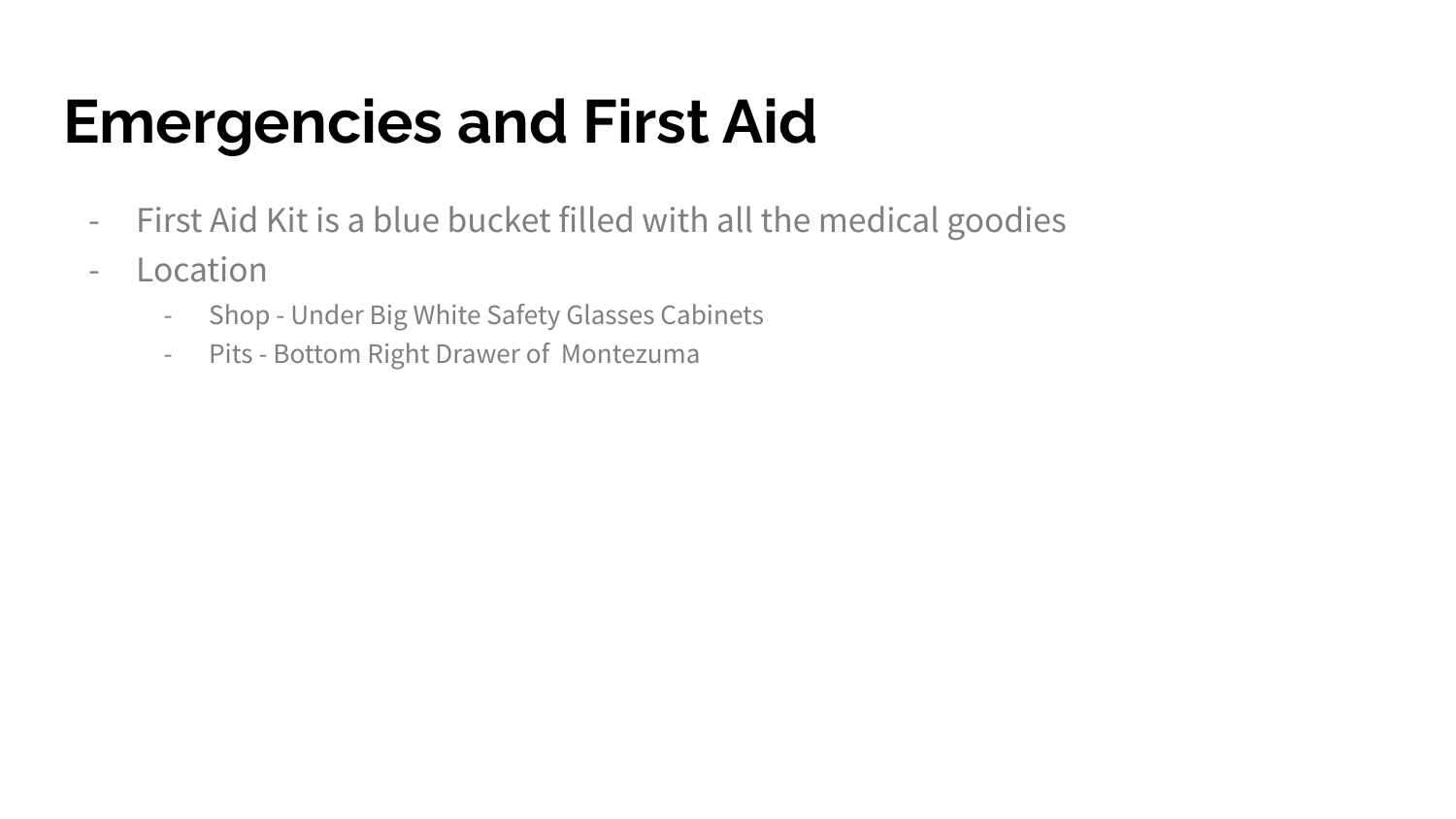# Emergencies and First Aid

- First Aid Kit is a blue bucket filled with all the medical goodies
- Location
  - Shop - Under Big White Safety Glasses Cabinets
  - Pits - Bottom Right Drawer of Montezuma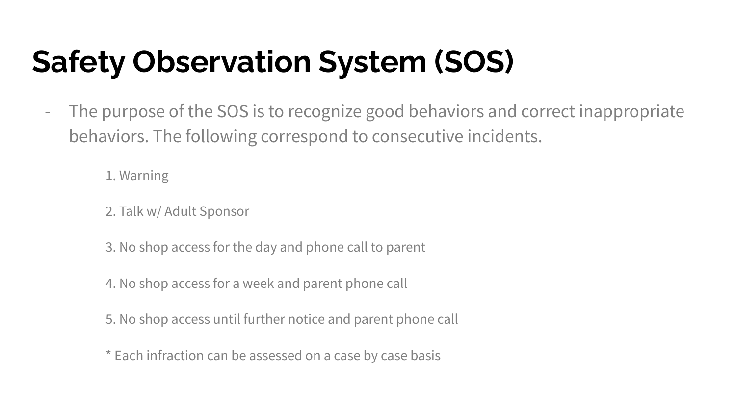# Safety Observation System (SOS)

- The purpose of the SOS is to recognize good behaviors and correct inappropriate behaviors. The following correspond to consecutive incidents.

  1. Warning
  2. Talk w/ Adult Sponsor
  3. No shop access for the day and phone call to parent
  4. No shop access for a week and parent phone call
  5. No shop access until further notice and parent phone call

  * Each infraction can be assessed on a case by case basis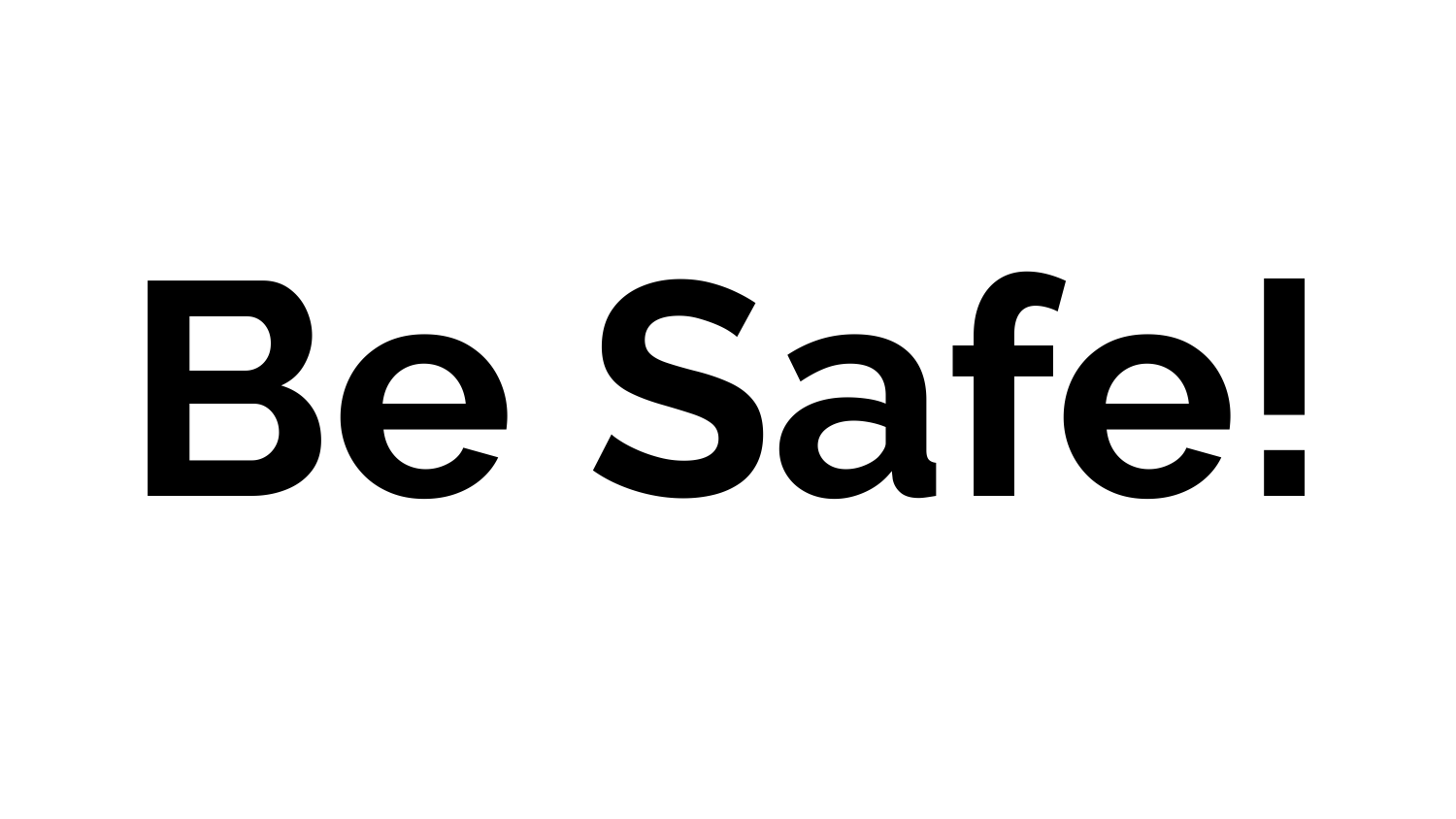# Be Safe!